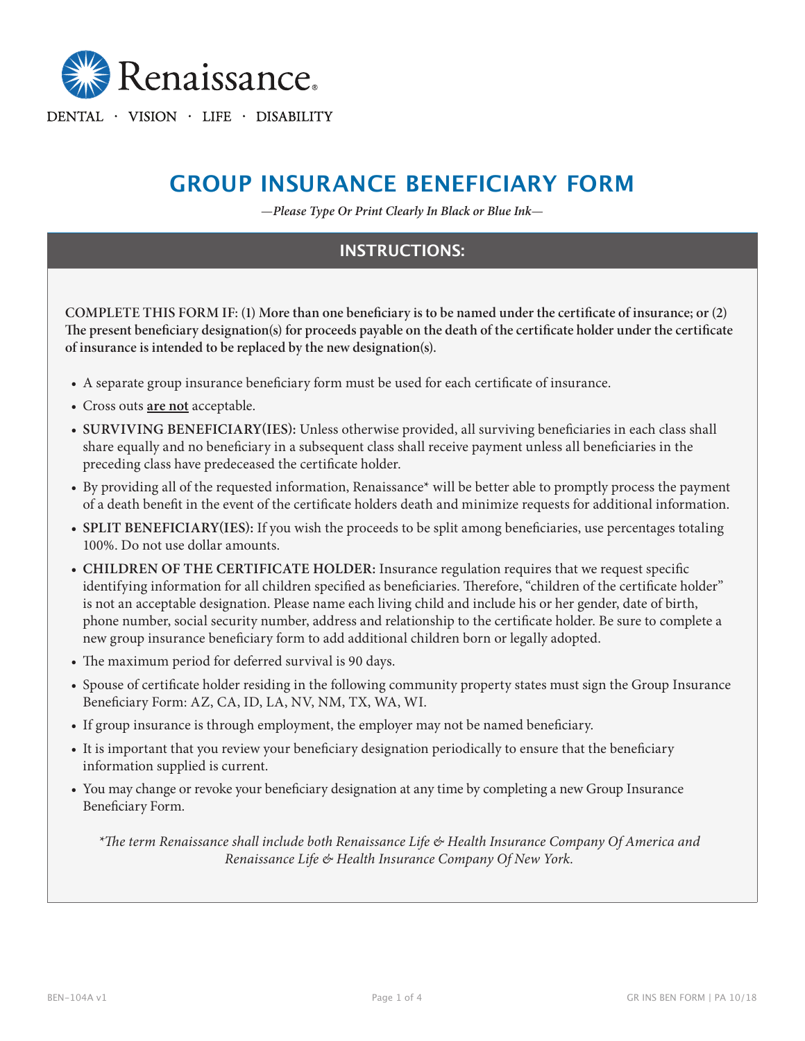Renaissance®

DENTAL · VISION · LIFE · DISABILITY

# GROUP INSURANCE BENEFICIARY FORM

*—Please Type Or Print Clearly In Black or Blue Ink—*

## INSTRUCTIONS:

**COMPLETE THIS FORM IF: (1) More than one beneficiary is to be named under the certificate of insurance; or (2) The present beneficiary designation(s) for proceeds payable on the death of the certificate holder under the certificate of insurance is intended to be replaced by the new designation(s).**

- A separate group insurance beneficiary form must be used for each certificate of insurance.
- Cross outs **are not** acceptable.
- **SURVIVING BENEFICIARY(IES):** Unless otherwise provided, all surviving beneficiaries in each class shall share equally and no beneficiary in a subsequent class shall receive payment unless all beneficiaries in the preceding class have predeceased the certificate holder.
- By providing all of the requested information, Renaissance* will be better able to promptly process the payment of a death benefit in the event of the certificate holders death and minimize requests for additional information.
- **SPLIT BENEFICIARY(IES):** If you wish the proceeds to be split among beneficiaries, use percentages totaling 100%. Do not use dollar amounts.
- **CHILDREN OF THE CERTIFICATE HOLDER:** Insurance regulation requires that we request specific identifying information for all children specified as beneficiaries. Therefore, "children of the certificate holder" is not an acceptable designation. Please name each living child and include his or her gender, date of birth, phone number, social security number, address and relationship to the certificate holder. Be sure to complete a new group insurance beneficiary form to add additional children born or legally adopted.
- The maximum period for deferred survival is 90 days.
- Spouse of certificate holder residing in the following community property states must sign the Group Insurance Beneficiary Form: AZ, CA, ID, LA, NV, NM, TX, WA, WI.
- If group insurance is through employment, the employer may not be named beneficiary.
- It is important that you review your beneficiary designation periodically to ensure that the beneficiary information supplied is current.
- You may change or revoke your beneficiary designation at any time by completing a new Group Insurance Beneficiary Form.

*\*The term Renaissance shall include both Renaissance Life & Health Insurance Company Of America and Renaissance Life & Health Insurance Company Of New York.*

BEN-104A v1 GR INS BEN FORM | PA 10/18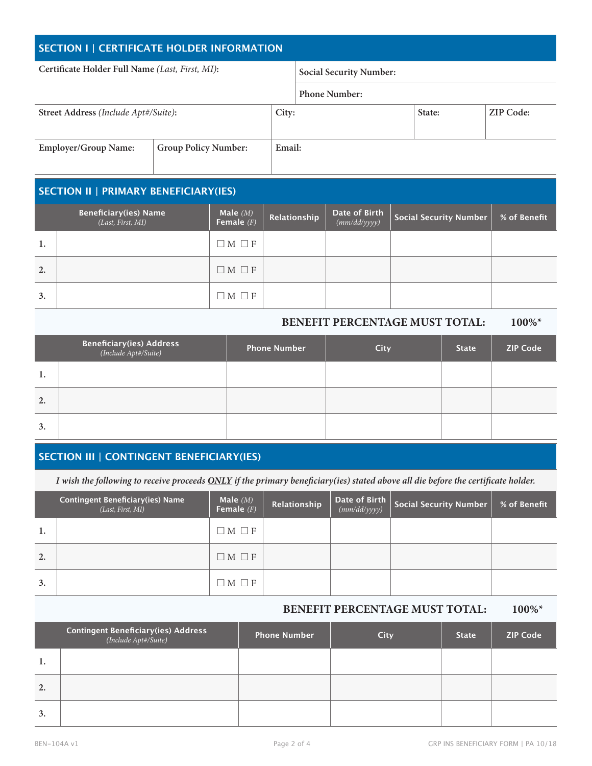## SECTION I | CERTIFICATE HOLDER INFORMATION

| Certificate Holder Full Name *(Last, First, MI)*: | | | Social Security Number: | | |
|---|---|---|---|---|---|
| | | | Phone Number: | | |
| Street Address *(Include Apt#/Suite)*: | | City: | | State: | ZIP Code: |
| Employer/Group Name: | Group Policy Number: | Email: | | | |

## SECTION II | PRIMARY BENEFICIARY(IES)

| | Beneficiary(ies) Name *(Last, First, MI)* | Male *(M)* Female *(F)* | Relationship | Date of Birth *(mm/dd/yyyy)* | Social Security Number | % of Benefit |
|---|---|---|---|---|---|---|
| 1. | | ☐ M ☐ F | | | | |
| 2. | | ☐ M ☐ F | | | | |
| 3. | | ☐ M ☐ F | | | | |

**BENEFIT PERCENTAGE MUST TOTAL: 100%***

| | Beneficiary(ies) Address *(Include Apt#/Suite)* | Phone Number | City | State | ZIP Code |
|---|---|---|---|---|---|
| 1. | | | | | |
| 2. | | | | | |
| 3. | | | | | |

## SECTION III | CONTINGENT BENEFICIARY(IES)

*I wish the following to receive proceeds **ONLY** if the primary beneficiary(ies) stated above all die before the certificate holder.*

| | Contingent Beneficiary(ies) Name *(Last, First, MI)* | Male *(M)* Female *(F)* | Relationship | Date of Birth *(mm/dd/yyyy)* | Social Security Number | % of Benefit |
|---|---|---|---|---|---|---|
| 1. | | ☐ M ☐ F | | | | |
| 2. | | ☐ M ☐ F | | | | |
| 3. | | ☐ M ☐ F | | | | |

**BENEFIT PERCENTAGE MUST TOTAL: 100%***

| | Contingent Beneficiary(ies) Address *(Include Apt#/Suite)* | Phone Number | City | State | ZIP Code |
|---|---|---|---|---|---|
| 1. | | | | | |
| 2. | | | | | |
| 3. | | | | | |

BEN-104A v1 GRP INS BENEFICIARY FORM | PA 10/18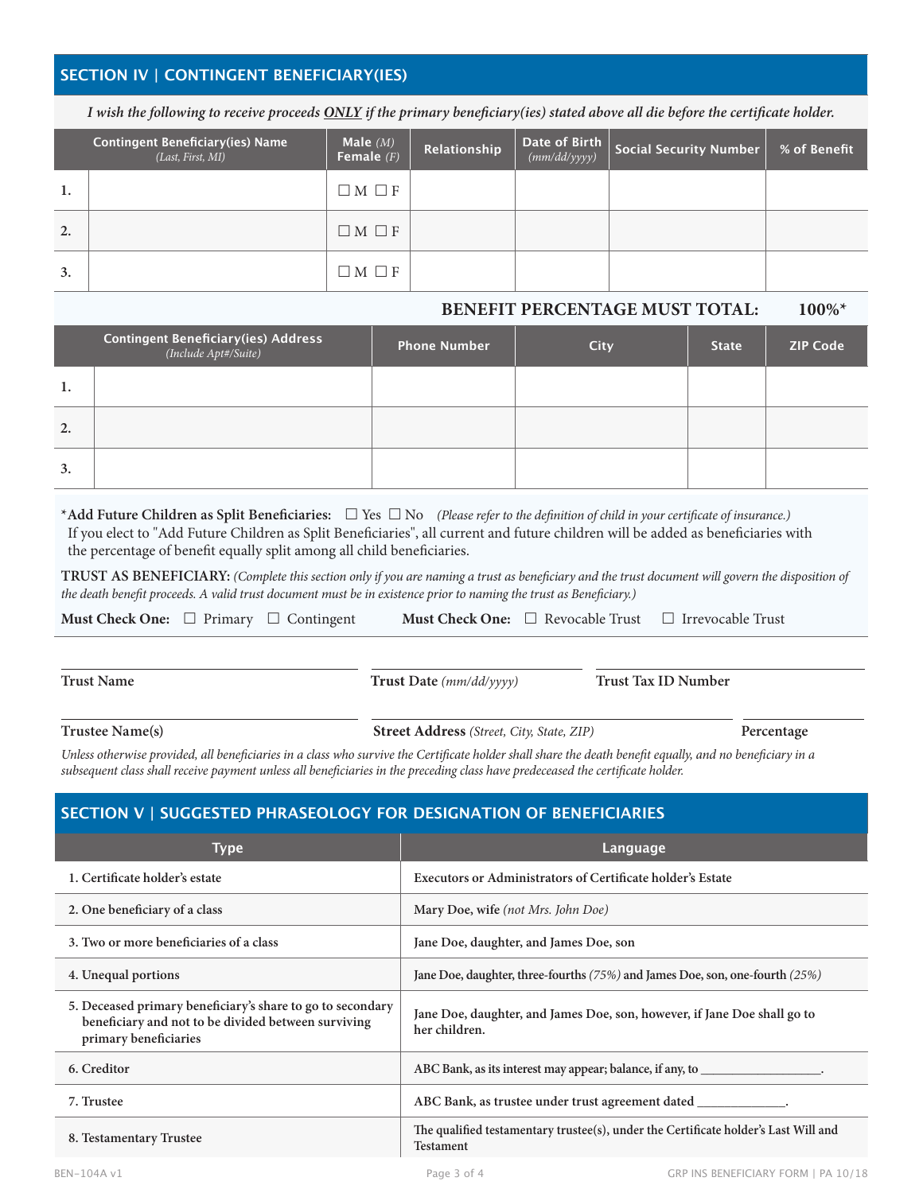## SECTION IV | CONTINGENT BENEFICIARY(IES)

*I wish the following to receive proceeds __ONLY__ if the primary beneficiary(ies) stated above all die before the certificate holder.*

| | Contingent Beneficiary(ies) Name *(Last, First, MI)* | Male *(M)* Female *(F)* | Relationship | Date of Birth *(mm/dd/yyyy)* | Social Security Number | % of Benefit |
|---|---|---|---|---|---|---|
| 1. | | ☐ M ☐ F | | | | |
| 2. | | ☐ M ☐ F | | | | |
| 3. | | ☐ M ☐ F | | | | |

**BENEFIT PERCENTAGE MUST TOTAL: 100%***

| | Contingent Beneficiary(ies) Address *(Include Apt#/Suite)* | Phone Number | City | State | ZIP Code |
|---|---|---|---|---|---|
| 1. | | | | | |
| 2. | | | | | |
| 3. | | | | | |

***Add Future Children as Split Beneficiaries:** ☐ Yes ☐ No *(Please refer to the definition of child in your certificate of insurance.)*
If you elect to "Add Future Children as Split Beneficiaries", all current and future children will be added as beneficiaries with the percentage of benefit equally split among all child beneficiaries.

**TRUST AS BENEFICIARY:** *(Complete this section only if you are naming a trust as beneficiary and the trust document will govern the disposition of the death benefit proceeds. A valid trust document must be in existence prior to naming the trust as Beneficiary.)*

**Must Check One:** ☐ Primary ☐ Contingent **Must Check One:** ☐ Revocable Trust ☐ Irrevocable Trust

**Trust Name** ______________________ **Trust Date** *(mm/dd/yyyy)* ______________________ **Trust Tax ID Number** ______________________

**Trustee Name(s)** ______________________ **Street Address** *(Street, City, State, ZIP)* ______________________ **Percentage** ______________________

*Unless otherwise provided, all beneficiaries in a class who survive the Certificate holder shall share the death benefit equally, and no beneficiary in a subsequent class shall receive payment unless all beneficiaries in the preceding class have predeceased the certificate holder.*

## SECTION V | SUGGESTED PHRASEOLOGY FOR DESIGNATION OF BENEFICIARIES

| Type | Language |
|---|---|
| 1. Certificate holder's estate | Executors or Administrators of Certificate holder's Estate |
| 2. One beneficiary of a class | Mary Doe, wife *(not Mrs. John Doe)* |
| 3. Two or more beneficiaries of a class | Jane Doe, daughter, and James Doe, son |
| 4. Unequal portions | Jane Doe, daughter, three-fourths *(75%)* and James Doe, son, one-fourth *(25%)* |
| 5. Deceased primary beneficiary's share to go to secondary beneficiary and not to be divided between surviving primary beneficiaries | Jane Doe, daughter, and James Doe, son, however, if Jane Doe shall go to her children. |
| 6. Creditor | ABC Bank, as its interest may appear; balance, if any, to ______________. |
| 7. Trustee | ABC Bank, as trustee under trust agreement dated ______________. |
| 8. Testamentary Trustee | The qualified testamentary trustee(s), under the Certificate holder's Last Will and Testament |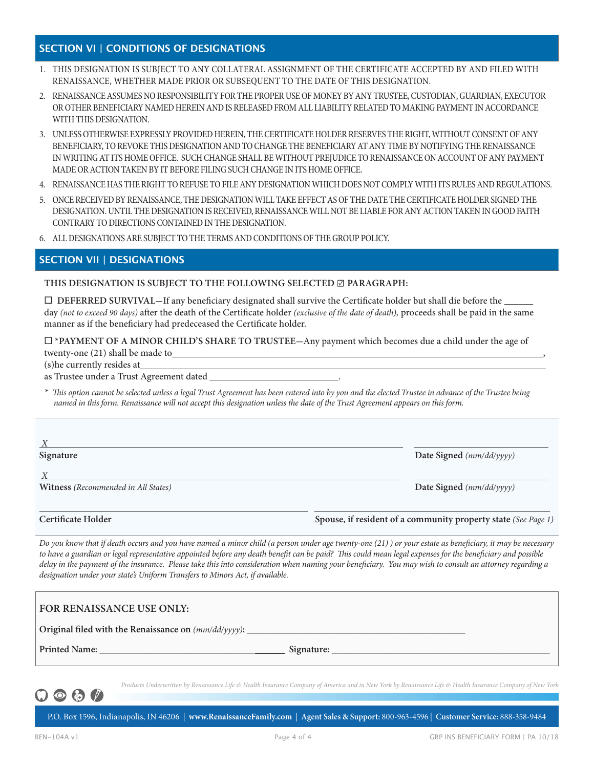## SECTION VI | CONDITIONS OF DESIGNATIONS

1. THIS DESIGNATION IS SUBJECT TO ANY COLLATERAL ASSIGNMENT OF THE CERTIFICATE ACCEPTED BY AND FILED WITH RENAISSANCE, WHETHER MADE PRIOR OR SUBSEQUENT TO THE DATE OF THIS DESIGNATION.
2. RENAISSANCE ASSUMES NO RESPONSIBILITY FOR THE PROPER USE OF MONEY BY ANY TRUSTEE, CUSTODIAN, GUARDIAN, EXECUTOR OR OTHER BENEFICIARY NAMED HEREIN AND IS RELEASED FROM ALL LIABILITY RELATED TO MAKING PAYMENT IN ACCORDANCE WITH THIS DESIGNATION.
3. UNLESS OTHERWISE EXPRESSLY PROVIDED HEREIN, THE CERTIFICATE HOLDER RESERVES THE RIGHT, WITHOUT CONSENT OF ANY BENEFICIARY, TO REVOKE THIS DESIGNATION AND TO CHANGE THE BENEFICIARY AT ANY TIME BY NOTIFYING THE RENAISSANCE IN WRITING AT ITS HOME OFFICE. SUCH CHANGE SHALL BE WITHOUT PREJUDICE TO RENAISSANCE ON ACCOUNT OF ANY PAYMENT MADE OR ACTION TAKEN BY IT BEFORE FILING SUCH CHANGE IN ITS HOME OFFICE.
4. RENAISSANCE HAS THE RIGHT TO REFUSE TO FILE ANY DESIGNATION WHICH DOES NOT COMPLY WITH ITS RULES AND REGULATIONS.
5. ONCE RECEIVED BY RENAISSANCE, THE DESIGNATION WILL TAKE EFFECT AS OF THE DATE THE CERTIFICATE HOLDER SIGNED THE DESIGNATION. UNTIL THE DESIGNATION IS RECEIVED, RENAISSANCE WILL NOT BE LIABLE FOR ANY ACTION TAKEN IN GOOD FAITH CONTRARY TO DIRECTIONS CONTAINED IN THE DESIGNATION.
6. ALL DESIGNATIONS ARE SUBJECT TO THE TERMS AND CONDITIONS OF THE GROUP POLICY.

## SECTION VII | DESIGNATIONS

**THIS DESIGNATION IS SUBJECT TO THE FOLLOWING SELECTED ☑ PARAGRAPH:**

☐ **DEFERRED SURVIVAL**—If any beneficiary designated shall survive the Certificate holder but shall die before the ______ day *(not to exceed 90 days)* after the death of the Certificate holder *(exclusive of the date of death),* proceeds shall be paid in the same manner as if the beneficiary had predeceased the Certificate holder.

☐ **\*PAYMENT OF A MINOR CHILD'S SHARE TO TRUSTEE**—Any payment which becomes due a child under the age of twenty-one (21) shall be made to______________________________,
(s)he currently resides at______________________________
as Trustee under a Trust Agreement dated ______________.

\* *This option cannot be selected unless a legal Trust Agreement has been entered into by you and the elected Trustee in advance of the Trustee being named in this form. Renaissance will not accept this designation unless the date of the Trust Agreement appears on this form.*

*X* ______________________________ ______________
**Signature** **Date Signed** *(mm/dd/yyyy)*

*X* ______________________________ ______________
**Witness** *(Recommended in All States)* **Date Signed** *(mm/dd/yyyy)*

______________________________ ______________________________
**Certificate Holder** **Spouse, if resident of a community property state** *(See Page 1)*

*Do you know that if death occurs and you have named a minor child (a person under age twenty-one (21) ) or your estate as beneficiary, it may be necessary to have a guardian or legal representative appointed before any death benefit can be paid? This could mean legal expenses for the beneficiary and possible delay in the payment of the insurance. Please take this into consideration when naming your beneficiary. You may wish to consult an attorney regarding a designation under your state's Uniform Transfers to Minors Act, if available.*

**FOR RENAISSANCE USE ONLY:**

**Original filed with the Renaissance on** *(mm/dd/yyyy)***:** ______________________________

**Printed Name:** ______________________________ **Signature:** ______________________________

*Products Underwritten by Renaissance Life & Health Insurance Company of America and in New York by Renaissance Life & Health Insurance Company of New York*

P.O. Box 1596, Indianapolis, IN 46206 | **www.RenaissanceFamily.com** | **Agent Sales & Support:** 800-963-4596 | **Customer Service:** 888-358-9484